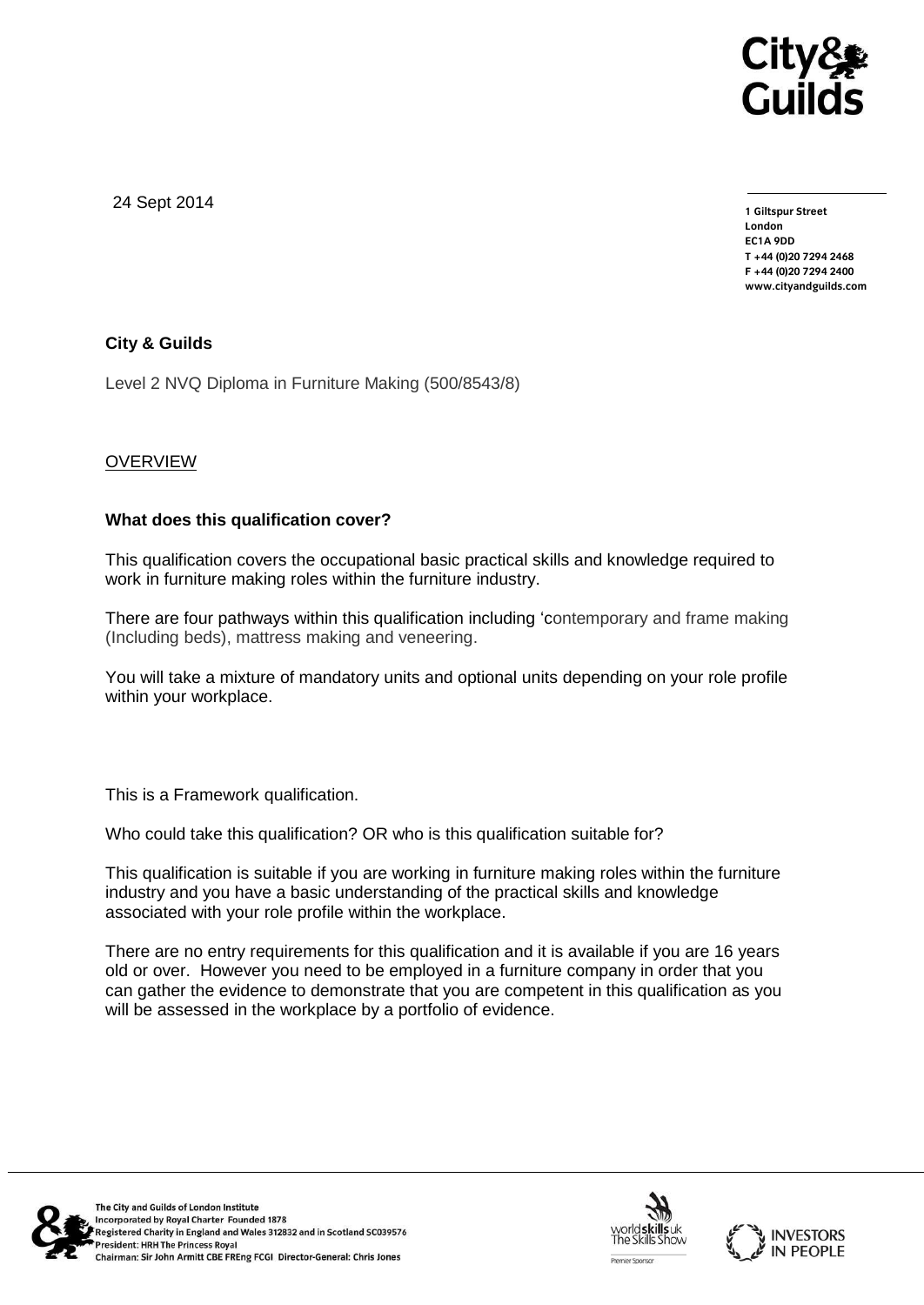24 Sept 2014

**1 Giltspur Street**
**London**
**EC1A 9DD**
**T +44 (0)20 7294 2468**
**F +44 (0)20 7294 2400**
**www.cityandguilds.com**

**City & Guilds**

Level 2 NVQ Diploma in Furniture Making (500/8543/8)

OVERVIEW

**What does this qualification cover?**

This qualification covers the occupational basic practical skills and knowledge required to work in furniture making roles within the furniture industry.

There are four pathways within this qualification including 'contemporary and frame making (Including beds), mattress making and veneering.

You will take a mixture of mandatory units and optional units depending on your role profile within your workplace.

This is a Framework qualification.

Who could take this qualification? OR who is this qualification suitable for?

This qualification is suitable if you are working in furniture making roles within the furniture industry and you have a basic understanding of the practical skills and knowledge associated with your role profile within the workplace.

There are no entry requirements for this qualification and it is available if you are 16 years old or over. However you need to be employed in a furniture company in order that you can gather the evidence to demonstrate that you are competent in this qualification as you will be assessed in the workplace by a portfolio of evidence.

The City and Guilds of London Institute
Incorporated by Royal Charter Founded 1878
Registered Charity in England and Wales 312832 and in Scotland SC039576
President: HRH The Princess Royal
Chairman: Sir John Armitt CBE FREng FCGI Director-General: Chris Jones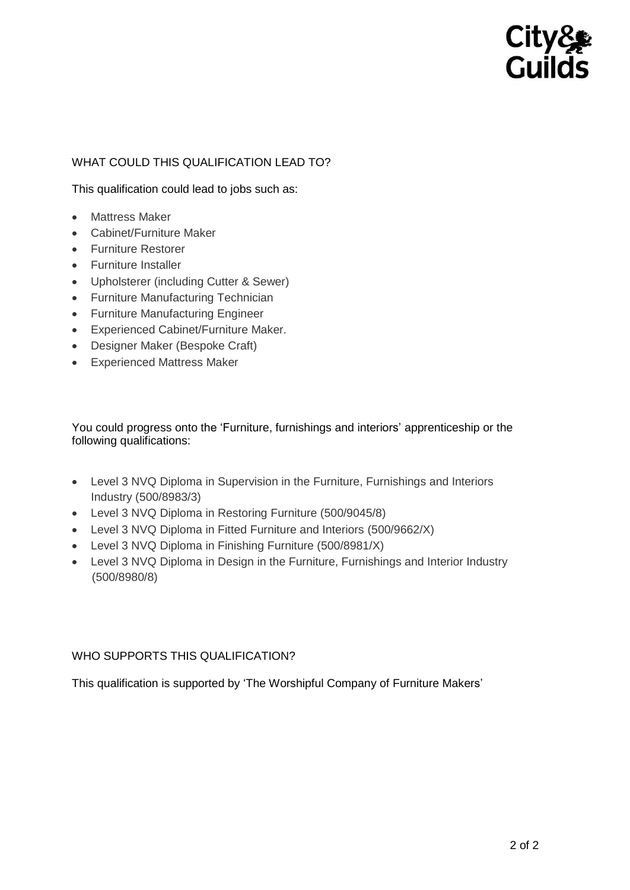## WHAT COULD THIS QUALIFICATION LEAD TO?

This qualification could lead to jobs such as:

- Mattress Maker
- Cabinet/Furniture Maker
- Furniture Restorer
- Furniture Installer
- Upholsterer (including Cutter & Sewer)
- Furniture Manufacturing Technician
- Furniture Manufacturing Engineer
- Experienced Cabinet/Furniture Maker.
- Designer Maker (Bespoke Craft)
- Experienced Mattress Maker

You could progress onto the 'Furniture, furnishings and interiors' apprenticeship or the following qualifications:

- Level 3 NVQ Diploma in Supervision in the Furniture, Furnishings and Interiors Industry (500/8983/3)
- Level 3 NVQ Diploma in Restoring Furniture (500/9045/8)
- Level 3 NVQ Diploma in Fitted Furniture and Interiors (500/9662/X)
- Level 3 NVQ Diploma in Finishing Furniture (500/8981/X)
- Level 3 NVQ Diploma in Design in the Furniture, Furnishings and Interior Industry (500/8980/8)

## WHO SUPPORTS THIS QUALIFICATION?

This qualification is supported by 'The Worshipful Company of Furniture Makers'